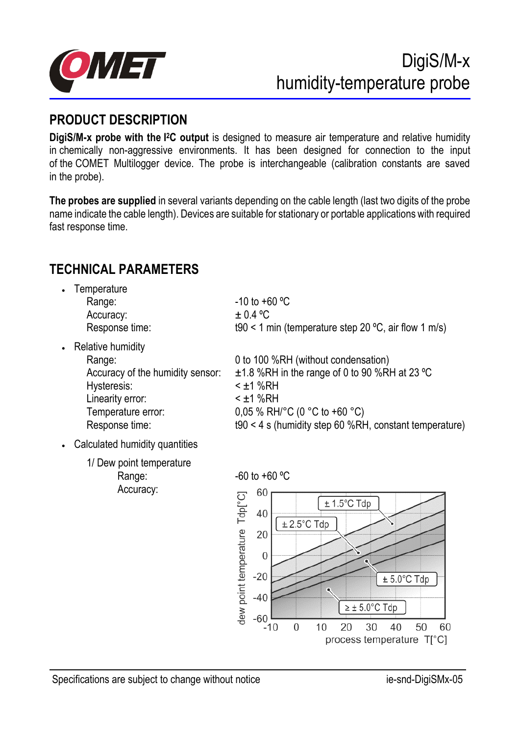# DigiS/M-x humidity-temperature probe

## PRODUCT DESCRIPTION

**DigiS/M-x probe with the I²C output** is designed to measure air temperature and relative humidity in chemically non-aggressive environments. It has been designed for connection to the input of the COMET Multilogger device. The probe is interchangeable (calibration constants are saved in the probe).

**The probes are supplied** in several variants depending on the cable length (last two digits of the probe name indicate the cable length). Devices are suitable for stationary or portable applications with required fast response time.

## TECHNICAL PARAMETERS

- Temperature
  - Range: -10 to +60 ºC
  - Accuracy: ± 0.4 ºC
  - Response time: t90 < 1 min (temperature step 20 ºC, air flow 1 m/s)
- Relative humidity
  - Range: 0 to 100 %RH (without condensation)
  - Accuracy of the humidity sensor: ±1.8 %RH in the range of 0 to 90 %RH at 23 ºC
  - Hysteresis: < ±1 %RH
  - Linearity error: < ±1 %RH
  - Temperature error: 0,05 % RH/°C (0 °C to +60 °C)
  - Response time: t90 < 4 s (humidity step 60 %RH, constant temperature)
- Calculated humidity quantities
  - 1/ Dew point temperature
    - Range: -60 to +60 ºC
    - Accuracy: (see chart: dew point temperature Tdp[°C] vs. process temperature T[°C]; zones ± 1.5°C Tdp, ± 2.5°C Tdp, ± 5.0°C Tdp, ≥ ± 5.0°C Tdp)

Specifications are subject to change without notice

ie-snd-DigiSMx-05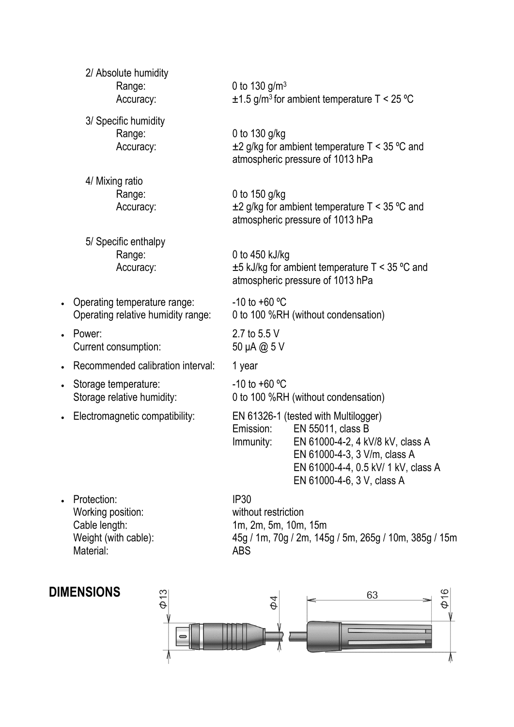2/ Absolute humidity

- Range: 0 to 130 g/m$^3$
- Accuracy: ±1.5 g/m$^3$ for ambient temperature T < 25 ºC

3/ Specific humidity

- Range: 0 to 130 g/kg
- Accuracy: ±2 g/kg for ambient temperature T < 35 ºC and atmospheric pressure of 1013 hPa

4/ Mixing ratio

- Range: 0 to 150 g/kg
- Accuracy: ±2 g/kg for ambient temperature T < 35 ºC and atmospheric pressure of 1013 hPa

5/ Specific enthalpy

- Range: 0 to 450 kJ/kg
- Accuracy: ±5 kJ/kg for ambient temperature T < 35 ºC and atmospheric pressure of 1013 hPa

- Operating temperature range: -10 to +60 ºC
  Operating relative humidity range: 0 to 100 %RH (without condensation)
- Power: 2.7 to 5.5 V
  Current consumption: 50 µA @ 5 V
- Recommended calibration interval: 1 year
- Storage temperature: -10 to +60 ºC
  Storage relative humidity: 0 to 100 %RH (without condensation)
- Electromagnetic compatibility: EN 61326-1 (tested with Multilogger)
  - Emission: EN 55011, class B
  - Immunity: EN 61000-4-2, 4 kV/8 kV, class A
    EN 61000-4-3, 3 V/m, class A
    EN 61000-4-4, 0.5 kV/ 1 kV, class A
    EN 61000-4-6, 3 V, class A
- Protection: IP30
  Working position: without restriction
  Cable length: 1m, 2m, 5m, 10m, 15m
  Weight (with cable): 45g / 1m, 70g / 2m, 145g / 5m, 265g / 10m, 385g / 15m
  Material: ABS

## DIMENSIONS

Φ13, Φ4, 63, Φ16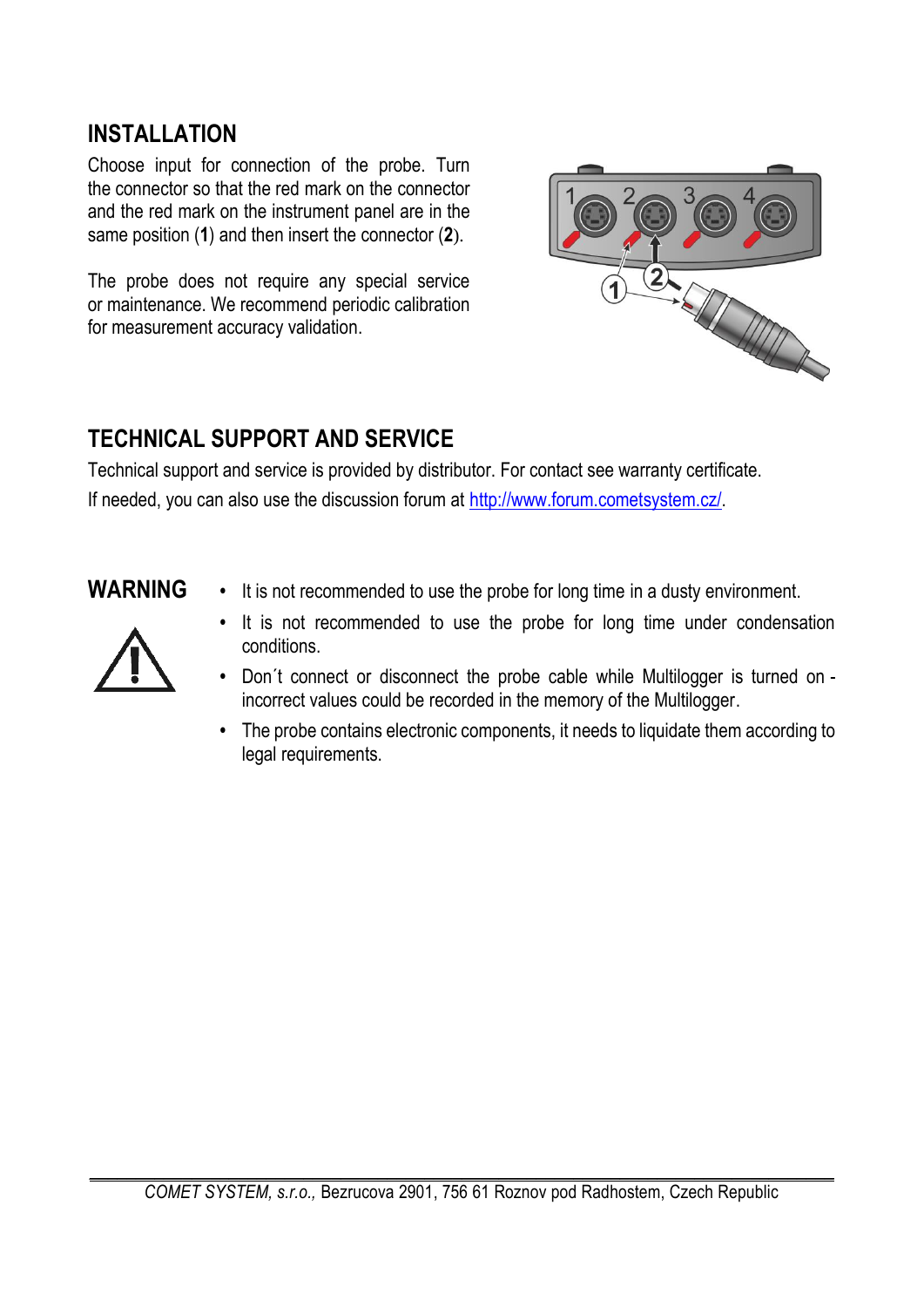## INSTALLATION

Choose input for connection of the probe. Turn the connector so that the red mark on the connector and the red mark on the instrument panel are in the same position (**1**) and then insert the connector (**2**).

The probe does not require any special service or maintenance. We recommend periodic calibration for measurement accuracy validation.

## TECHNICAL SUPPORT AND SERVICE

Technical support and service is provided by distributor. For contact see warranty certificate.

If needed, you can also use the discussion forum at http://www.forum.cometsystem.cz/.

## WARNING

- It is not recommended to use the probe for long time in a dusty environment.
- It is not recommended to use the probe for long time under condensation conditions.
- Don´t connect or disconnect the probe cable while Multilogger is turned on - incorrect values could be recorded in the memory of the Multilogger.
- The probe contains electronic components, it needs to liquidate them according to legal requirements.

*COMET SYSTEM, s.r.o.,* Bezrucova 2901, 756 61 Roznov pod Radhostem, Czech Republic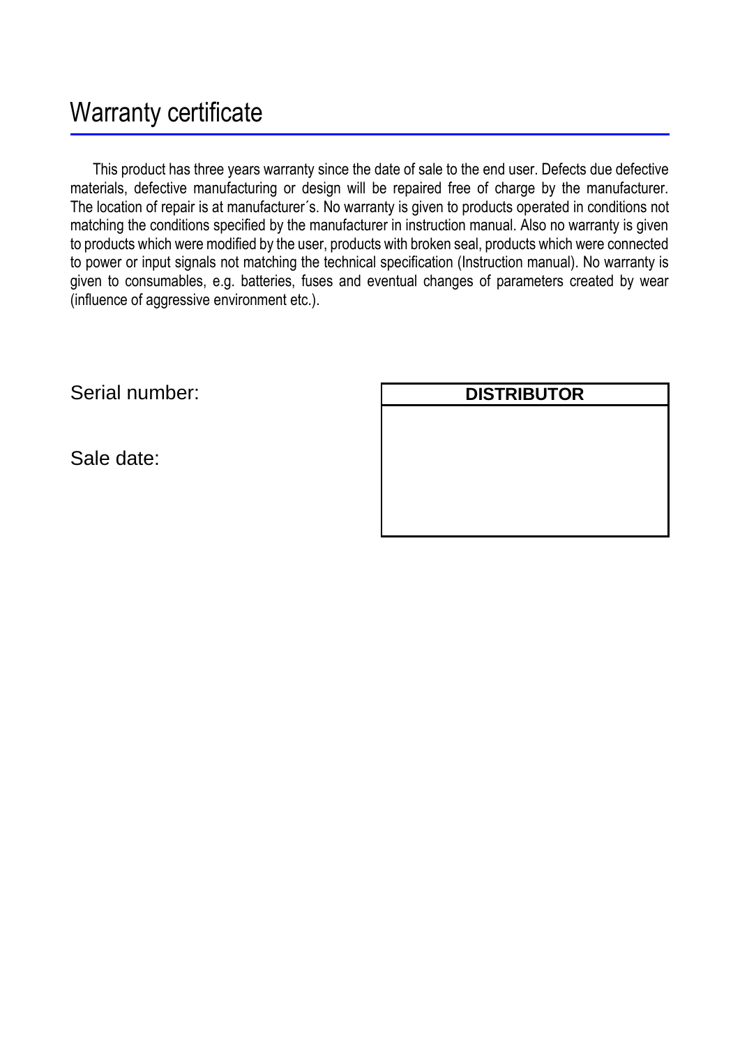# Warranty certificate

This product has three years warranty since the date of sale to the end user. Defects due defective materials, defective manufacturing or design will be repaired free of charge by the manufacturer. The location of repair is at manufacturer´s. No warranty is given to products operated in conditions not matching the conditions specified by the manufacturer in instruction manual. Also no warranty is given to products which were modified by the user, products with broken seal, products which were connected to power or input signals not matching the technical specification (Instruction manual). No warranty is given to consumables, e.g. batteries, fuses and eventual changes of parameters created by wear (influence of aggressive environment etc.).

Serial number:

Sale date:

| DISTRIBUTOR |
|---|
| |